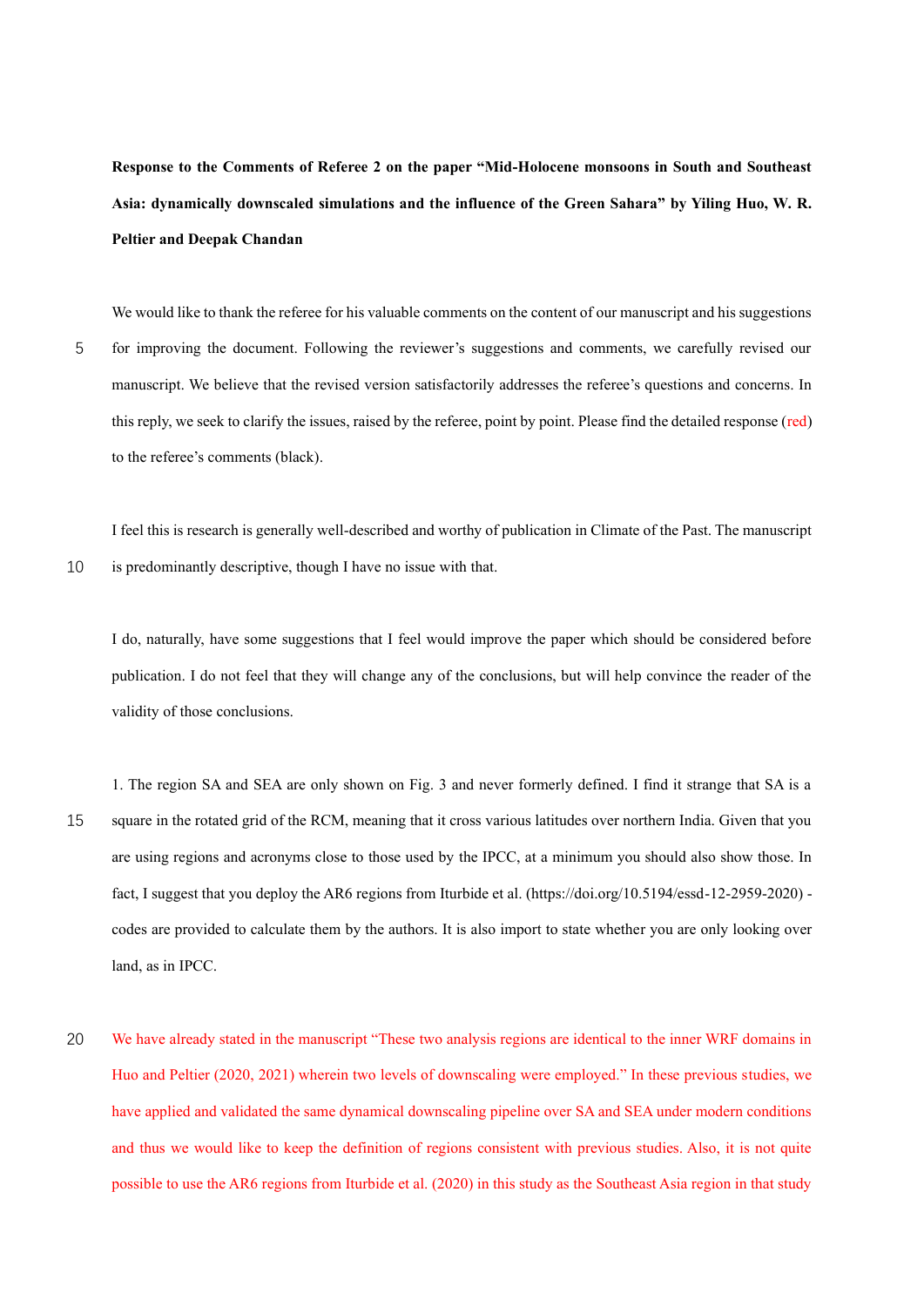**Response to the Comments of Referee 2 on the paper "Mid-Holocene monsoons in South and Southeast Asia: dynamically downscaled simulations and the influence of the Green Sahara" by Yiling Huo, W. R. Peltier and Deepak Chandan**

We would like to thank the referee for his valuable comments on the content of our manuscript and his suggestions for improving the document. Following the reviewer's suggestions and comments, we carefully revised our manuscript. We believe that the revised version satisfactorily addresses the referee's questions and concerns. In this reply, we seek to clarify the issues, raised by the referee, point by point. Please find the detailed response (red) to the referee's comments (black).

I feel this is research is generally well-described and worthy of publication in Climate of the Past. The manuscript is predominantly descriptive, though I have no issue with that.

I do, naturally, have some suggestions that I feel would improve the paper which should be considered before publication. I do not feel that they will change any of the conclusions, but will help convince the reader of the validity of those conclusions.

1. The region SA and SEA are only shown on Fig. 3 and never formerly defined. I find it strange that SA is a square in the rotated grid of the RCM, meaning that it cross various latitudes over northern India. Given that you are using regions and acronyms close to those used by the IPCC, at a minimum you should also show those. In fact, I suggest that you deploy the AR6 regions from Iturbide et al. (https://doi.org/10.5194/essd-12-2959-2020) - codes are provided to calculate them by the authors. It is also import to state whether you are only looking over land, as in IPCC.

We have already stated in the manuscript "These two analysis regions are identical to the inner WRF domains in Huo and Peltier (2020, 2021) wherein two levels of downscaling were employed." In these previous studies, we have applied and validated the same dynamical downscaling pipeline over SA and SEA under modern conditions and thus we would like to keep the definition of regions consistent with previous studies. Also, it is not quite possible to use the AR6 regions from Iturbide et al. (2020) in this study as the Southeast Asia region in that study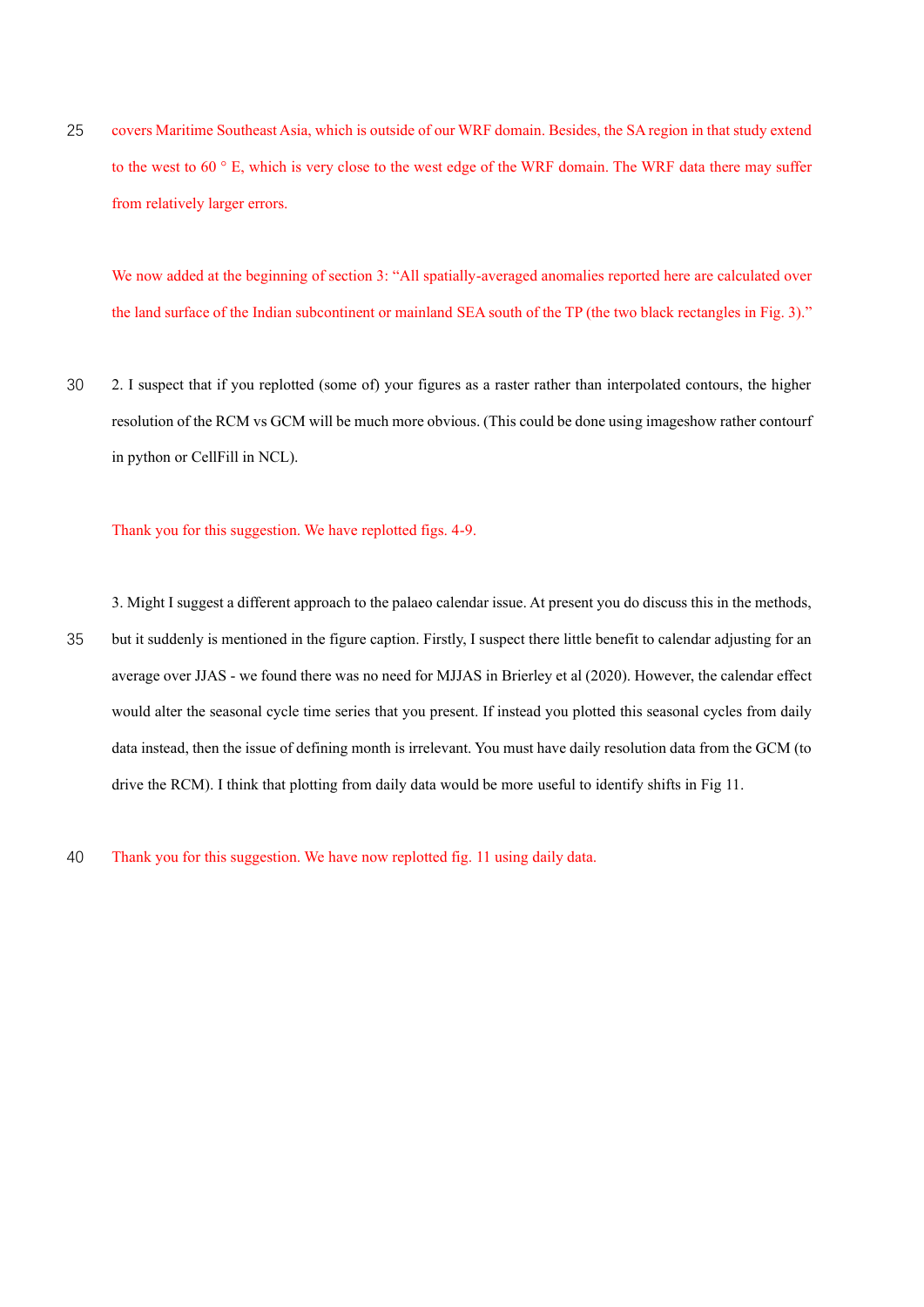covers Maritime Southeast Asia, which is outside of our WRF domain. Besides, the SA region in that study extend to the west to 60 ° E, which is very close to the west edge of the WRF domain. The WRF data there may suffer from relatively larger errors.

We now added at the beginning of section 3: "All spatially-averaged anomalies reported here are calculated over the land surface of the Indian subcontinent or mainland SEA south of the TP (the two black rectangles in Fig. 3)."

2. I suspect that if you replotted (some of) your figures as a raster rather than interpolated contours, the higher resolution of the RCM vs GCM will be much more obvious. (This could be done using imageshow rather contourf in python or CellFill in NCL).

Thank you for this suggestion. We have replotted figs. 4-9.

3. Might I suggest a different approach to the palaeo calendar issue. At present you do discuss this in the methods, but it suddenly is mentioned in the figure caption. Firstly, I suspect there little benefit to calendar adjusting for an average over JJAS - we found there was no need for MJJAS in Brierley et al (2020). However, the calendar effect would alter the seasonal cycle time series that you present. If instead you plotted this seasonal cycles from daily data instead, then the issue of defining month is irrelevant. You must have daily resolution data from the GCM (to drive the RCM). I think that plotting from daily data would be more useful to identify shifts in Fig 11.

Thank you for this suggestion. We have now replotted fig. 11 using daily data.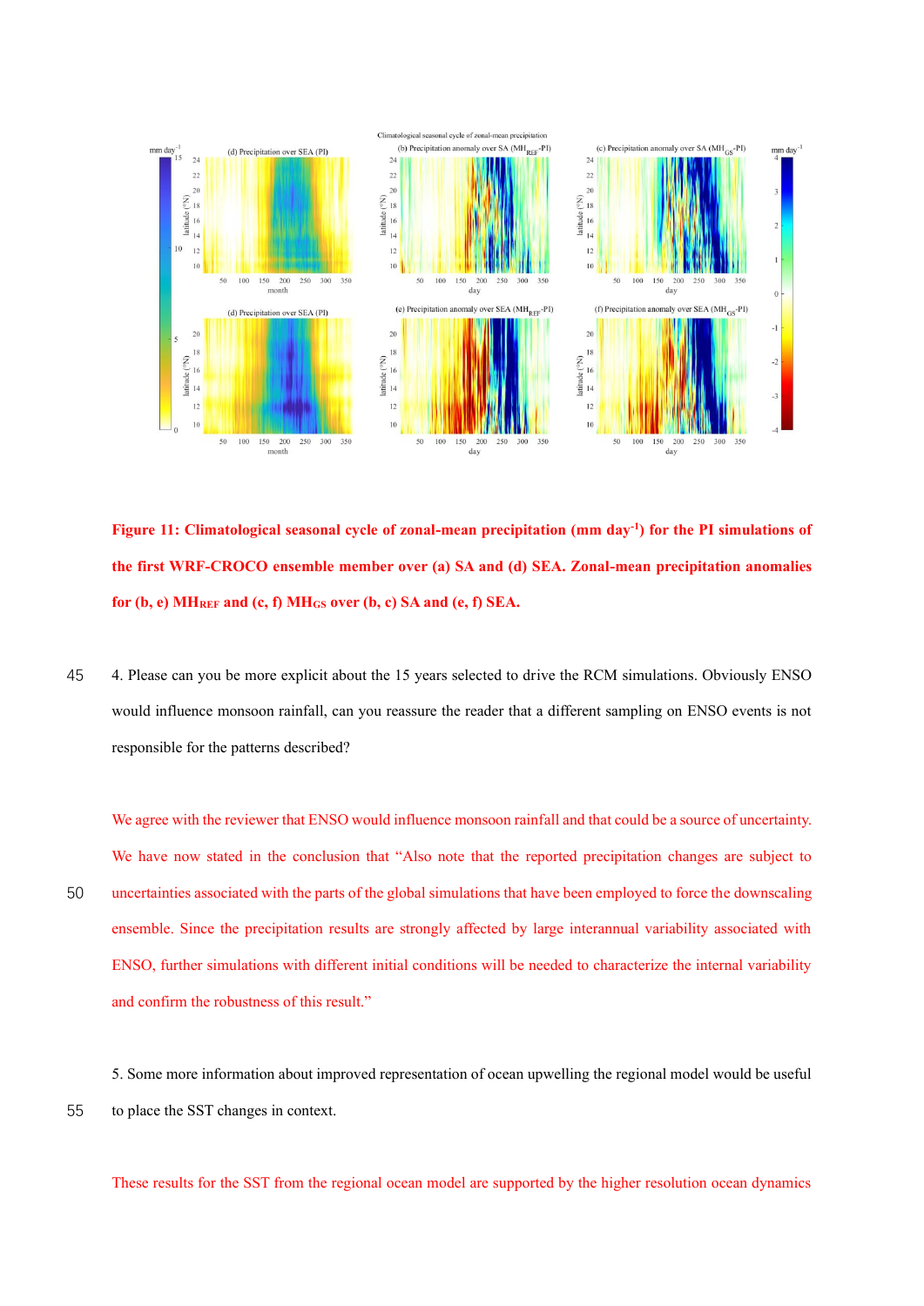**Figure 11: Climatological seasonal cycle of zonal-mean precipitation (mm day$^{-1}$) for the PI simulations of the first WRF-CROCO ensemble member over (a) SA and (d) SEA. Zonal-mean precipitation anomalies for (b, e) $MH_{REF}$ and (c, f) $MH_{GS}$ over (b, c) SA and (e, f) SEA.**

4. Please can you be more explicit about the 15 years selected to drive the RCM simulations. Obviously ENSO would influence monsoon rainfall, can you reassure the reader that a different sampling on ENSO events is not responsible for the patterns described?

We agree with the reviewer that ENSO would influence monsoon rainfall and that could be a source of uncertainty. We have now stated in the conclusion that "Also note that the reported precipitation changes are subject to uncertainties associated with the parts of the global simulations that have been employed to force the downscaling ensemble. Since the precipitation results are strongly affected by large interannual variability associated with ENSO, further simulations with different initial conditions will be needed to characterize the internal variability and confirm the robustness of this result."

5. Some more information about improved representation of ocean upwelling the regional model would be useful to place the SST changes in context.

These results for the SST from the regional ocean model are supported by the higher resolution ocean dynamics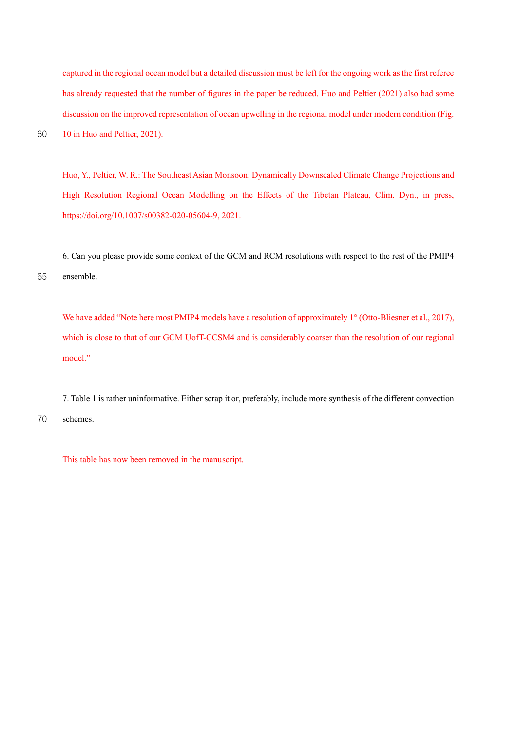captured in the regional ocean model but a detailed discussion must be left for the ongoing work as the first referee has already requested that the number of figures in the paper be reduced. Huo and Peltier (2021) also had some discussion on the improved representation of ocean upwelling in the regional model under modern condition (Fig. 10 in Huo and Peltier, 2021).

Huo, Y., Peltier, W. R.: The Southeast Asian Monsoon: Dynamically Downscaled Climate Change Projections and High Resolution Regional Ocean Modelling on the Effects of the Tibetan Plateau, Clim. Dyn., in press, https://doi.org/10.1007/s00382-020-05604-9, 2021.

6. Can you please provide some context of the GCM and RCM resolutions with respect to the rest of the PMIP4 ensemble.

We have added "Note here most PMIP4 models have a resolution of approximately 1° (Otto-Bliesner et al., 2017), which is close to that of our GCM UofT-CCSM4 and is considerably coarser than the resolution of our regional model."

7. Table 1 is rather uninformative. Either scrap it or, preferably, include more synthesis of the different convection schemes.

This table has now been removed in the manuscript.